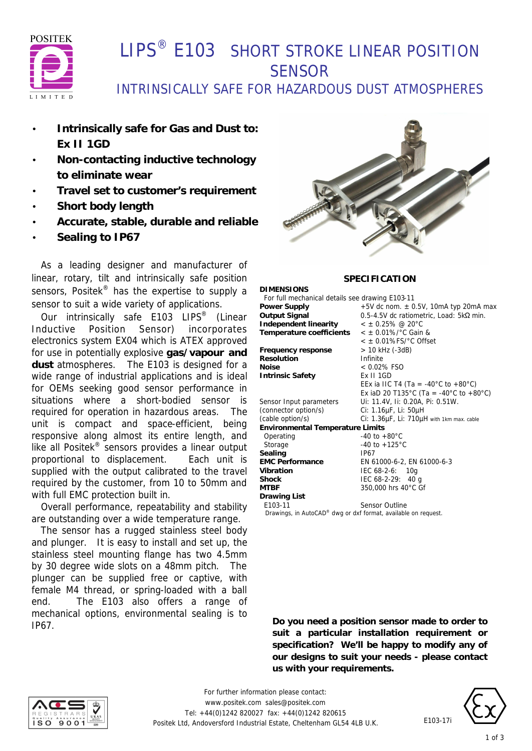# LIPS® E103 SHORT STROKE LINEAR POSITION SENSOR

## INTRINSICALLY SAFE FOR HAZARDOUS DUST ATMOSPHERES

- **Intrinsically safe for Gas and Dust to: Ex II 1GD**
- **Non-contacting inductive technology to eliminate wear**
- **Travel set to customer's requirement**
- **Short body length**
- **Accurate, stable, durable and reliable**
- **Sealing to IP67**

As a leading designer and manufacturer of linear, rotary, tilt and intrinsically safe position sensors, Positek® has the expertise to supply a sensor to suit a wide variety of applications.

Our intrinsically safe E103 LIPS® (Linear Inductive Position Sensor) incorporates electronics system EX04 which is ATEX approved for use in potentially explosive **gas/vapour and dust** atmospheres. The E103 is designed for a wide range of industrial applications and is ideal for OEMs seeking good sensor performance in situations where a short-bodied sensor is required for operation in hazardous areas. The unit is compact and space-efficient, being responsive along almost its entire length, and like all Positek® sensors provides a linear output proportional to displacement. Each unit is supplied with the output calibrated to the travel required by the customer, from 10 to 50mm and with full EMC protection built in.

Overall performance, repeatability and stability are outstanding over a wide temperature range.

The sensor has a rugged stainless steel body and plunger. It is easy to install and set up, the stainless steel mounting flange has two 4.5mm by 30 degree wide slots on a 48mm pitch. The plunger can be supplied free or captive, with female M4 thread, or spring-loaded with a ball end. The E103 also offers a range of mechanical options, environmental sealing is to IP67.

### SPECIFICATION

**DIMENSIONS**
For full mechanical details see drawing E103-11

| | |
|---|---|
| **Power Supply** | +5V dc nom. ± 0.5V, 10mA typ 20mA max |
| **Output Signal** | 0.5-4.5V dc ratiometric, Load: 5kΩ min. |
| **Independent linearity** | < ± 0.25% @ 20°C |
| **Temperature coefficients** | < ± 0.01%/°C Gain & < ± 0.01%FS/°C Offset |
| **Frequency response** | > 10 kHz (-3dB) |
| **Resolution** | Infinite |
| **Noise** | < 0.02% FSO |
| **Intrinsic Safety** | Ex II 1GD<br>EEx ia IIC T4 (Ta = -40°C to +80°C)<br>Ex iaD 20 T135°C (Ta = -40°C to +80°C) |
| Sensor Input parameters | Ui: 11.4V, Ii: 0.20A, Pi: 0.51W. |
| (connector option/s) | Ci: 1.16µF, Li: 50µH |
| (cable option/s) | Ci: 1.36µF, Li: 710µH with 1km max. cable |
| **Environmental Temperature Limits** | |
| Operating | -40 to +80°C |
| Storage | -40 to +125°C |
| **Sealing** | IP67 |
| **EMC Performance** | EN 61000-6-2, EN 61000-6-3 |
| **Vibration** | IEC 68-2-6: 10g |
| **Shock** | IEC 68-2-29: 40 g |
| **MTBF** | 350,000 hrs 40°C Gf |
| **Drawing List** | |
| E103-11 | Sensor Outline |

Drawings, in AutoCAD® dwg or dxf format, available on request.

**Do you need a position sensor made to order to suit a particular installation requirement or specification? We'll be happy to modify any of our designs to suit your needs - please contact us with your requirements.**

For further information please contact:
www.positek.com sales@positek.com
Tel: +44(0)1242 820027 fax: +44(0)1242 820615
Positek Ltd, Andoversford Industrial Estate, Cheltenham GL54 4LB U.K.

E103-17i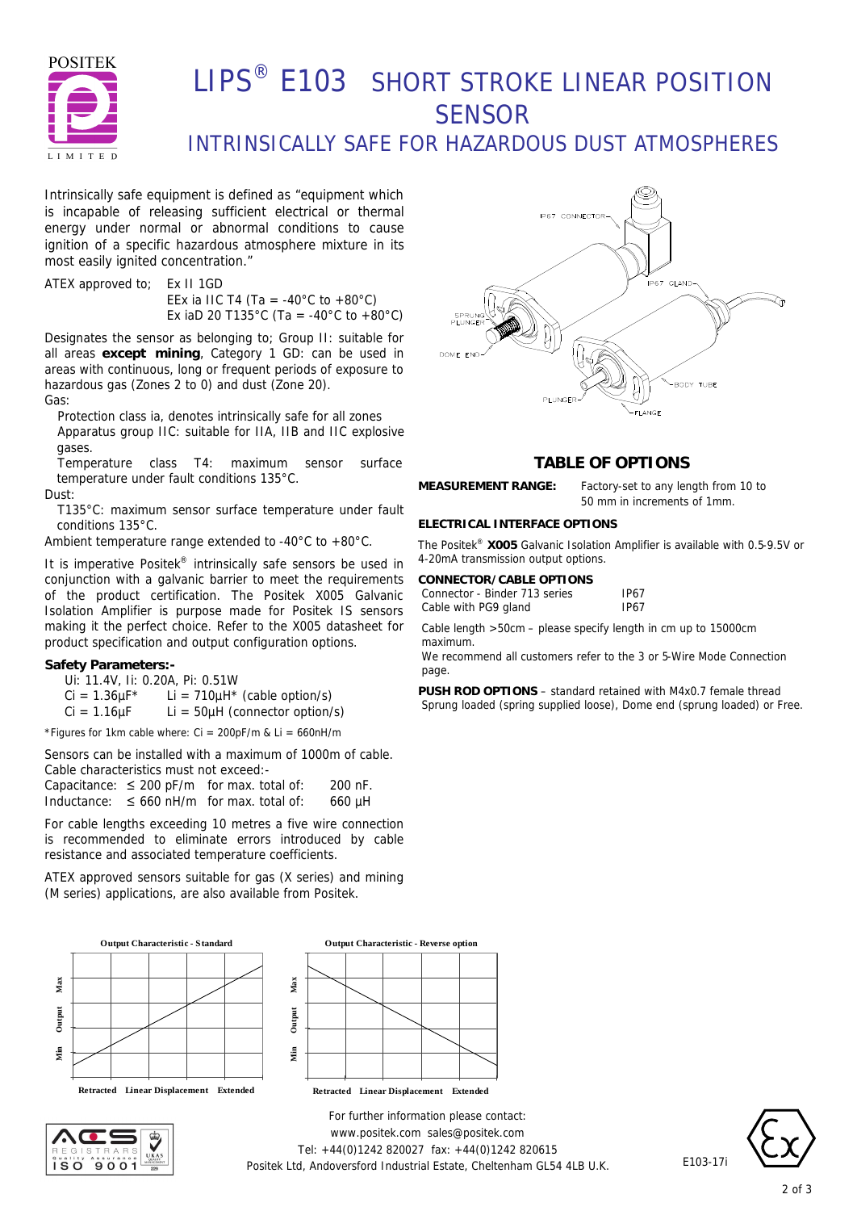# LIPS® E103 SHORT STROKE LINEAR POSITION SENSOR

## INTRINSICALLY SAFE FOR HAZARDOUS DUST ATMOSPHERES

Intrinsically safe equipment is defined as "equipment which is incapable of releasing sufficient electrical or thermal energy under normal or abnormal conditions to cause ignition of a specific hazardous atmosphere mixture in its most easily ignited concentration."

ATEX approved to; Ex II 1GD
EEx ia IIC T4 (Ta = -40°C to +80°C)
Ex iaD 20 T135°C (Ta = -40°C to +80°C)

Designates the sensor as belonging to; Group II: suitable for all areas **except mining**, Category 1 GD: can be used in areas with continuous, long or frequent periods of exposure to hazardous gas (Zones 2 to 0) and dust (Zone 20).

Gas:

- Protection class ia, denotes intrinsically safe for all zones
- Apparatus group IIC: suitable for IIA, IIB and IIC explosive gases.
- Temperature class T4: maximum sensor surface temperature under fault conditions 135°C.

Dust:

- T135°C: maximum sensor surface temperature under fault conditions 135°C.

Ambient temperature range extended to -40°C to +80°C.

It is imperative Positek® intrinsically safe sensors be used in conjunction with a galvanic barrier to meet the requirements of the product certification. The Positek X005 Galvanic Isolation Amplifier is purpose made for Positek IS sensors making it the perfect choice. Refer to the X005 datasheet for product specification and output configuration options.

### Safety Parameters:-

Ui: 11.4V, Ii: 0.20A, Pi: 0.51W
Ci = 1.36µF* Li = 710µH* (cable option/s)
Ci = 1.16µF Li = 50µH (connector option/s)

*Figures for 1km cable where: Ci = 200pF/m & Li = 660nH/m

Sensors can be installed with a maximum of 1000m of cable. Cable characteristics must not exceed:-

| | | | |
|---|---|---|---|
| Capacitance: | ≤ 200 pF/m | for max. total of: | 200 nF. |
| Inductance: | ≤ 660 nH/m | for max. total of: | 660 µH |

For cable lengths exceeding 10 metres a five wire connection is recommended to eliminate errors introduced by cable resistance and associated temperature coefficients.

ATEX approved sensors suitable for gas (X series) and mining (M series) applications, are also available from Positek.

IP67 CONNECTOR, IP67 GLAND, SPRUNG PLUNGER, DOME END, BODY TUBE, PLUNGER, FLANGE

## TABLE OF OPTIONS

**MEASUREMENT RANGE:** Factory-set to any length from 10 to 50 mm in increments of 1mm.

**ELECTRICAL INTERFACE OPTIONS**

The Positek® **X005** Galvanic Isolation Amplifier is available with 0.5-9.5V or 4-20mA transmission output options.

**CONNECTOR/CABLE OPTIONS**

| | |
|---|---|
| Connector - Binder 713 series | IP67 |
| Cable with PG9 gland | IP67 |

Cable length >50cm – please specify length in cm up to 15000cm maximum.
We recommend all customers refer to the 3 or 5-Wire Mode Connection page.

**PUSH ROD OPTIONS** – standard retained with M4x0.7 female thread
Sprung loaded (spring supplied loose), Dome end (sprung loaded) or Free.

**Output Characteristic - Standard**

Output: Min – Max; Retracted – Linear Displacement – Extended

**Output Characteristic - Reverse option**

Output: Min – Max; Retracted – Linear Displacement – Extended

For further information please contact:
www.positek.com sales@positek.com
Tel: +44(0)1242 820027 fax: +44(0)1242 820615
Positek Ltd, Andoversford Industrial Estate, Cheltenham GL54 4LB U.K.

E103-17i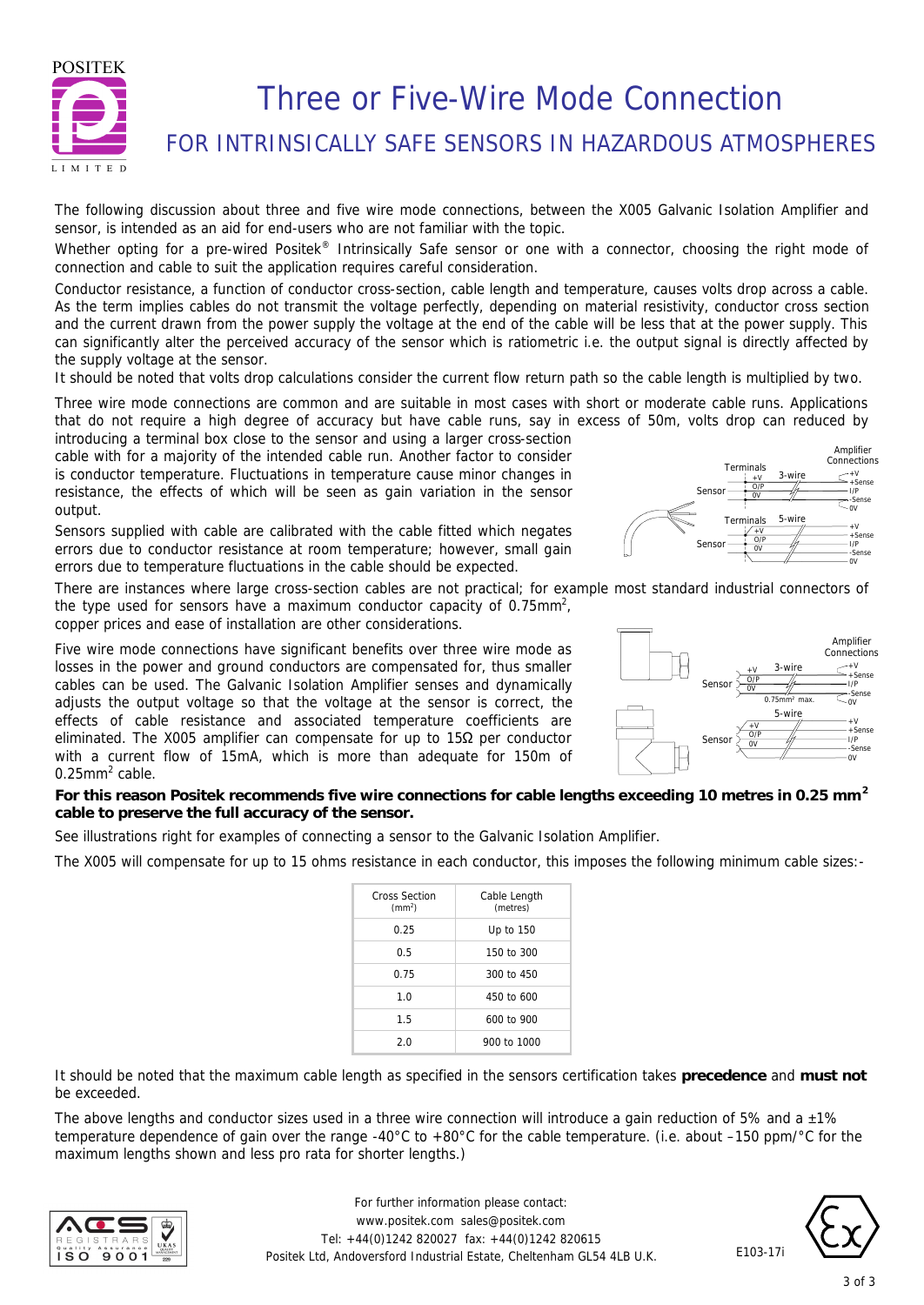# Three or Five-Wire Mode Connection

## FOR INTRINSICALLY SAFE SENSORS IN HAZARDOUS ATMOSPHERES

The following discussion about three and five wire mode connections, between the X005 Galvanic Isolation Amplifier and sensor, is intended as an aid for end-users who are not familiar with the topic.

Whether opting for a pre-wired Positek® Intrinsically Safe sensor or one with a connector, choosing the right mode of connection and cable to suit the application requires careful consideration.

Conductor resistance, a function of conductor cross-section, cable length and temperature, causes volts drop across a cable. As the term implies cables do not transmit the voltage perfectly, depending on material resistivity, conductor cross section and the current drawn from the power supply the voltage at the end of the cable will be less that at the power supply. This can significantly alter the perceived accuracy of the sensor which is ratiometric i.e. the output signal is directly affected by the supply voltage at the sensor.

It should be noted that volts drop calculations consider the current flow return path so the cable length is multiplied by two.

Three wire mode connections are common and are suitable in most cases with short or moderate cable runs. Applications that do not require a high degree of accuracy but have cable runs, say in excess of 50m, volts drop can reduced by introducing a terminal box close to the sensor and using a larger cross-section cable with for a majority of the intended cable run. Another factor to consider is conductor temperature. Fluctuations in temperature cause minor changes in resistance, the effects of which will be seen as gain variation in the sensor output.

Sensors supplied with cable are calibrated with the cable fitted which negates errors due to conductor resistance at room temperature; however, small gain errors due to temperature fluctuations in the cable should be expected.

Amplifier Connections
Terminals
3-wire
Sensor
+V
O/P
0V
+V
+Sense
I/P
-Sense
0V
Terminals
5-wire
Sensor
+V
O/P
0V
+V
+Sense
I/P
-Sense
0V

There are instances where large cross-section cables are not practical; for example most standard industrial connectors of the type used for sensors have a maximum conductor capacity of 0.75mm², copper prices and ease of installation are other considerations.

Five wire mode connections have significant benefits over three wire mode as losses in the power and ground conductors are compensated for, thus smaller cables can be used. The Galvanic Isolation Amplifier senses and dynamically adjusts the output voltage so that the voltage at the sensor is correct, the effects of cable resistance and associated temperature coefficients are eliminated. The X005 amplifier can compensate for up to 15Ω per conductor with a current flow of 15mA, which is more than adequate for 150m of 0.25mm² cable.

Amplifier Connections
3-wire
Sensor
+V
O/P
0V
0.75mm² max.
+V
+Sense
I/P
-Sense
0V
5-wire
Sensor
+V
O/P
0V
+V
+Sense
I/P
-Sense
0V

**For this reason Positek recommends five wire connections for cable lengths exceeding 10 metres in 0.25 mm² cable to preserve the full accuracy of the sensor.**

See illustrations right for examples of connecting a sensor to the Galvanic Isolation Amplifier.

The X005 will compensate for up to 15 ohms resistance in each conductor, this imposes the following minimum cable sizes:-

| Cross Section (mm²) | Cable Length (metres) |
|---|---|
| 0.25 | Up to 150 |
| 0.5 | 150 to 300 |
| 0.75 | 300 to 450 |
| 1.0 | 450 to 600 |
| 1.5 | 600 to 900 |
| 2.0 | 900 to 1000 |

It should be noted that the maximum cable length as specified in the sensors certification takes **precedence** and **must not** be exceeded.

The above lengths and conductor sizes used in a three wire connection will introduce a gain reduction of 5% and a ±1% temperature dependence of gain over the range -40°C to +80°C for the cable temperature. (i.e. about –150 ppm/°C for the maximum lengths shown and less pro rata for shorter lengths.)

For further information please contact:
www.positek.com sales@positek.com
Tel: +44(0)1242 820027 fax: +44(0)1242 820615
Positek Ltd, Andoversford Industrial Estate, Cheltenham GL54 4LB U.K.

E103-17i